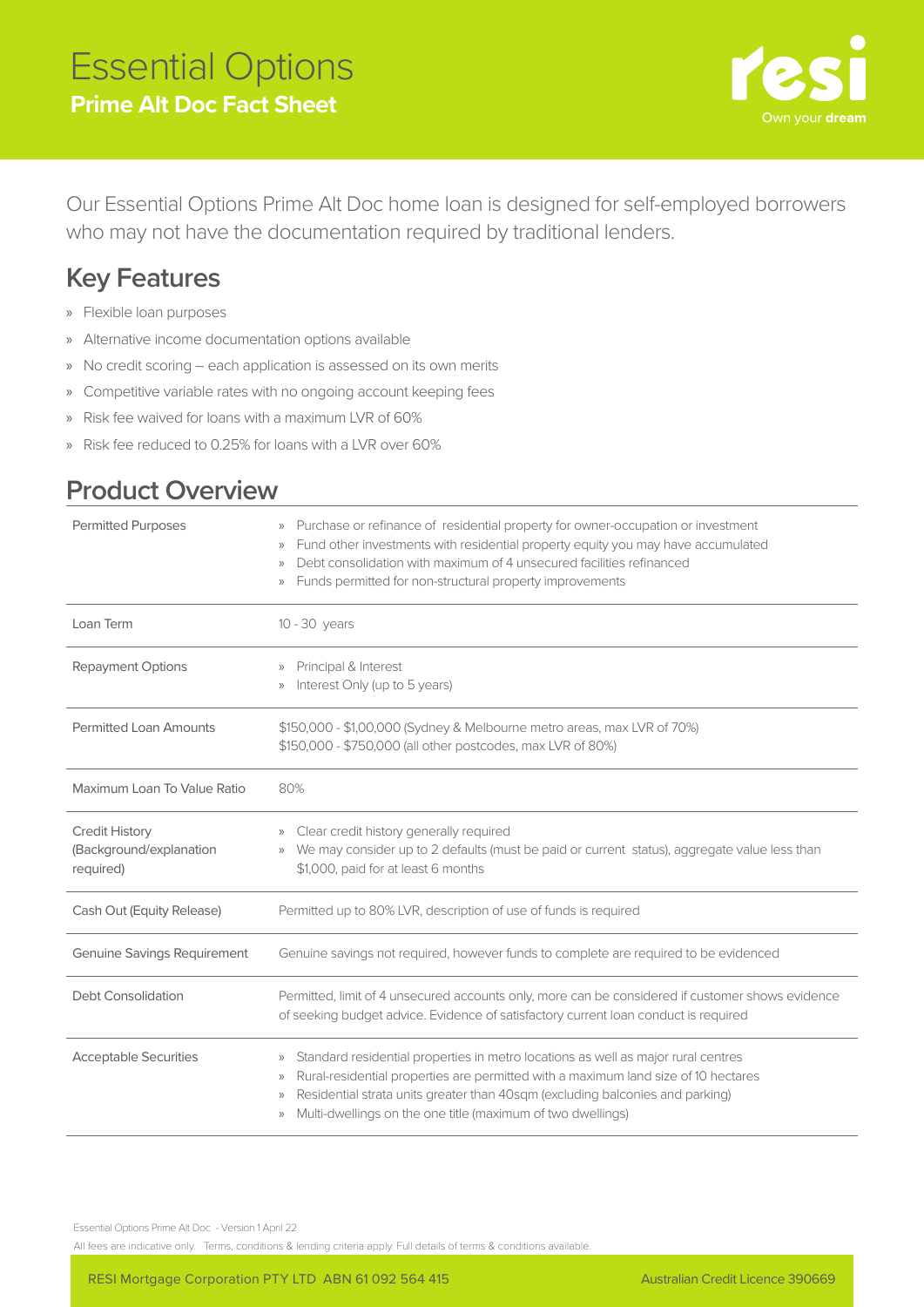# Essential Options

## Prime Alt Doc Fact Sheet

resi
Own your **dream**

Our Essential Options Prime Alt Doc home loan is designed for self-employed borrowers who may not have the documentation required by traditional lenders.

## Key Features

» Flexible loan purposes
» Alternative income documentation options available
» No credit scoring – each application is assessed on its own merits
» Competitive variable rates with no ongoing account keeping fees
» Risk fee waived for loans with a maximum LVR of 60%
» Risk fee reduced to 0.25% for loans with a LVR over 60%

## Product Overview

| | |
|---|---|
| Permitted Purposes | » Purchase or refinance of residential property for owner-occupation or investment<br>» Fund other investments with residential property equity you may have accumulated<br>» Debt consolidation with maximum of 4 unsecured facilities refinanced<br>» Funds permitted for non-structural property improvements |
| Loan Term | 10 - 30 years |
| Repayment Options | » Principal & Interest<br>» Interest Only (up to 5 years) |
| Permitted Loan Amounts | $150,000 - $1,00,000 (Sydney & Melbourne metro areas, max LVR of 70%)<br>$150,000 - $750,000 (all other postcodes, max LVR of 80%) |
| Maximum Loan To Value Ratio | 80% |
| Credit History (Background/explanation required) | » Clear credit history generally required<br>» We may consider up to 2 defaults (must be paid or current status), aggregate value less than $1,000, paid for at least 6 months |
| Cash Out (Equity Release) | Permitted up to 80% LVR, description of use of funds is required |
| Genuine Savings Requirement | Genuine savings not required, however funds to complete are required to be evidenced |
| Debt Consolidation | Permitted, limit of 4 unsecured accounts only, more can be considered if customer shows evidence of seeking budget advice. Evidence of satisfactory current loan conduct is required |
| Acceptable Securities | » Standard residential properties in metro locations as well as major rural centres<br>» Rural-residential properties are permitted with a maximum land size of 10 hectares<br>» Residential strata units greater than 40sqm (excluding balconies and parking)<br>» Multi-dwellings on the one title (maximum of two dwellings) |

Essential Options Prime Alt Doc - Version 1 April 22

All fees are indicative only. Terms, conditions & lending criteria apply. Full details of terms & conditions available.

RESI Mortgage Corporation PTY LTD ABN 61 092 564 415 — Australian Credit Licence 390669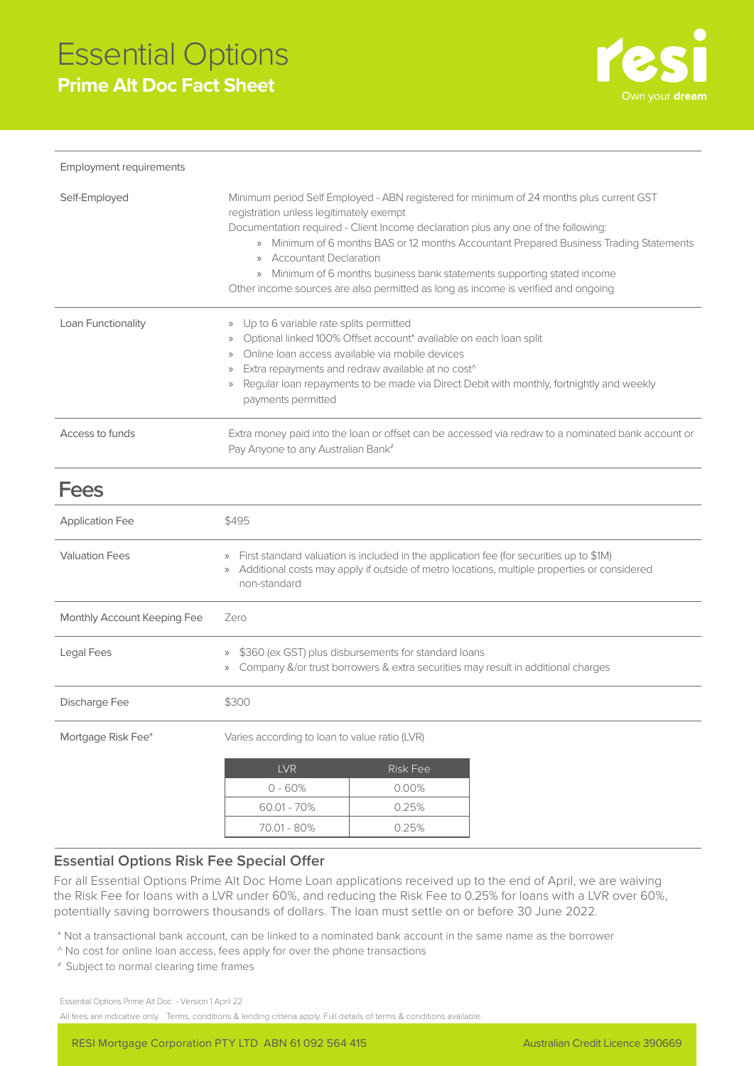# Essential Options

## Prime Alt Doc Fact Sheet

resi
Own your **dream**

| | |
|---|---|
| Employment requirements | |
| Self-Employed | Minimum period Self Employed - ABN registered for minimum of 24 months plus current GST registration unless legitimately exempt<br>Documentation required - Client Income declaration plus any one of the following:<br>» Minimum of 6 months BAS or 12 months Accountant Prepared Business Trading Statements<br>» Accountant Declaration<br>» Minimum of 6 months business bank statements supporting stated income<br>Other income sources are also permitted as long as income is verified and ongoing |
| Loan Functionality | » Up to 6 variable rate splits permitted<br>» Optional linked 100% Offset account* available on each loan split<br>» Online loan access available via mobile devices<br>» Extra repayments and redraw available at no cost^<br>» Regular loan repayments to be made via Direct Debit with monthly, fortnightly and weekly payments permitted |
| Access to funds | Extra money paid into the loan or offset can be accessed via redraw to a nominated bank account or Pay Anyone to any Australian Bank# |

## Fees

| | |
|---|---|
| Application Fee | $495 |
| Valuation Fees | » First standard valuation is included in the application fee (for securities up to $1M)<br>» Additional costs may apply if outside of metro locations, multiple properties or considered non-standard |
| Monthly Account Keeping Fee | Zero |
| Legal Fees | » $360 (ex GST) plus disbursements for standard loans<br>» Company &/or trust borrowers & extra securities may result in additional charges |
| Discharge Fee | $300 |
| Mortgage Risk Fee* | Varies according to loan to value ratio (LVR) |

| LVR | Risk Fee |
|---|---|
| 0 - 60% | 0.00% |
| 60.01 - 70% | 0.25% |
| 70.01 - 80% | 0.25% |

### Essential Options Risk Fee Special Offer

For all Essential Options Prime Alt Doc Home Loan applications received up to the end of April, we are waiving the Risk Fee for loans with a LVR under 60%, and reducing the Risk Fee to 0.25% for loans with a LVR over 60%, potentially saving borrowers thousands of dollars. The loan must settle on or before 30 June 2022.

\* Not a transactional bank account, can be linked to a nominated bank account in the same name as the borrower
^ No cost for online loan access, fees apply for over the phone transactions
# Subject to normal clearing time frames

Essential Options Prime Alt Doc - Version 1 April 22

All fees are indicative only. Terms, conditions & lending criteria apply. Full details of terms & conditions available.

RESI Mortgage Corporation PTY LTD ABN 61 092 564 415 Australian Credit Licence 390669